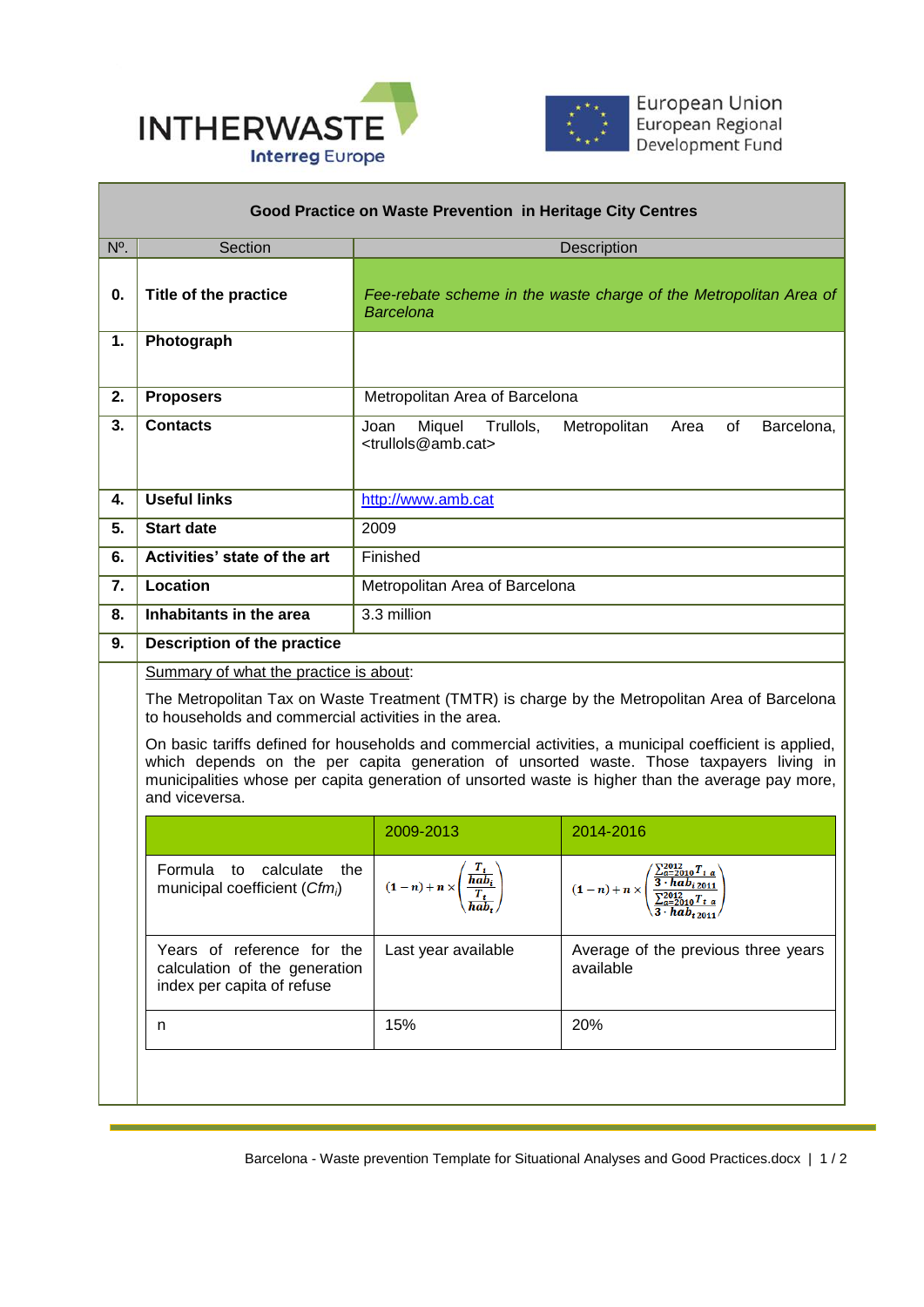INTHERWASTE
Interreg Europe

European Union
European Regional Development Fund

## Good Practice on Waste Prevention in Heritage City Centres

| Nº. | Section | Description |
|---|---|---|
| **0.** | **Title of the practice** | *Fee-rebate scheme in the waste charge of the Metropolitan Area of Barcelona* |
| **1.** | **Photograph** | |
| **2.** | **Proposers** | Metropolitan Area of Barcelona |
| **3.** | **Contacts** | Joan Miquel Trullols, Metropolitan Area of Barcelona, <trullols@amb.cat> |
| **4.** | **Useful links** | http://www.amb.cat |
| **5.** | **Start date** | 2009 |
| **6.** | **Activities' state of the art** | Finished |
| **7.** | **Location** | Metropolitan Area of Barcelona |
| **8.** | **Inhabitants in the area** | 3.3 million |
| **9.** | **Description of the practice** | |

Summary of what the practice is about:

The Metropolitan Tax on Waste Treatment (TMTR) is charge by the Metropolitan Area of Barcelona to households and commercial activities in the area.

On basic tariffs defined for households and commercial activities, a municipal coefficient is applied, which depends on the per capita generation of unsorted waste. Those taxpayers living in municipalities whose per capita generation of unsorted waste is higher than the average pay more, and viceversa.

| | 2009-2013 | 2014-2016 |
|---|---|---|
| Formula to calculate the municipal coefficient (*Cfm<sub>i</sub>*) | $(1-n)+n\times\left(\frac{\frac{T_i}{hab_i}}{\frac{T_t}{hab_t}}\right)$ | $(1-n)+n\times\left(\frac{\frac{\sum_{a=2010}^{2012}T_{i\ a}}{3\cdot hab_{i\ 2011}}}{\frac{\sum_{a=2010}^{2012}T_{t\ a}}{3\cdot hab_{t\ 2011}}}\right)$ |
| Years of reference for the calculation of the generation index per capita of refuse | Last year available | Average of the previous three years available |
| n | 15% | 20% |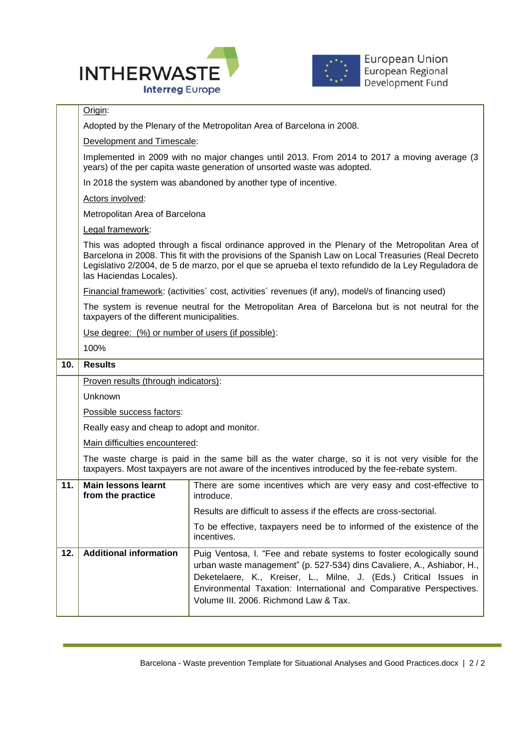| | |
|---|---|
| | <u>Origin</u>:<br><br>Adopted by the Plenary of the Metropolitan Area of Barcelona in 2008.<br><br><u>Development and Timescale</u>:<br><br>Implemented in 2009 with no major changes until 2013. From 2014 to 2017 a moving average (3 years) of the per capita waste generation of unsorted waste was adopted.<br><br>In 2018 the system was abandoned by another type of incentive.<br><br><u>Actors involved</u>:<br><br>Metropolitan Area of Barcelona<br><br><u>Legal framework</u>:<br><br>This was adopted through a fiscal ordinance approved in the Plenary of the Metropolitan Area of Barcelona in 2008. This fit with the provisions of the Spanish Law on Local Treasuries (Real Decreto Legislativo 2/2004, de 5 de marzo, por el que se aprueba el texto refundido de la Ley Reguladora de las Haciendas Locales).<br><br><u>Financial framework</u>: (activities´ cost, activities´ revenues (if any), model/s of financing used)<br><br>The system is revenue neutral for the Metropolitan Area of Barcelona but is not neutral for the taxpayers of the different municipalities.<br><br><u>Use degree: (%) or number of users (if possible)</u>:<br><br>100% |
| **10.** | **Results** |
| | <u>Proven results (through indicators)</u>:<br><br>Unknown<br><br><u>Possible success factors</u>:<br><br>Really easy and cheap to adopt and monitor.<br><br><u>Main difficulties encountered</u>:<br><br>The waste charge is paid in the same bill as the water charge, so it is not very visible for the taxpayers. Most taxpayers are not aware of the incentives introduced by the fee-rebate system. |

| | | |
|---|---|---|
| **11.** | **Main lessons learnt from the practice** | There are some incentives which are very easy and cost-effective to introduce.<br><br>Results are difficult to assess if the effects are cross-sectorial.<br><br>To be effective, taxpayers need be to informed of the existence of the incentives. |
| **12.** | **Additional information** | Puig Ventosa, I. "Fee and rebate systems to foster ecologically sound urban waste management" (p. 527-534) dins Cavaliere, A., Ashiabor, H., Deketelaere, K., Kreiser, L., Milne, J. (Eds.) Critical Issues in Environmental Taxation: International and Comparative Perspectives. Volume III. 2006. Richmond Law & Tax. |